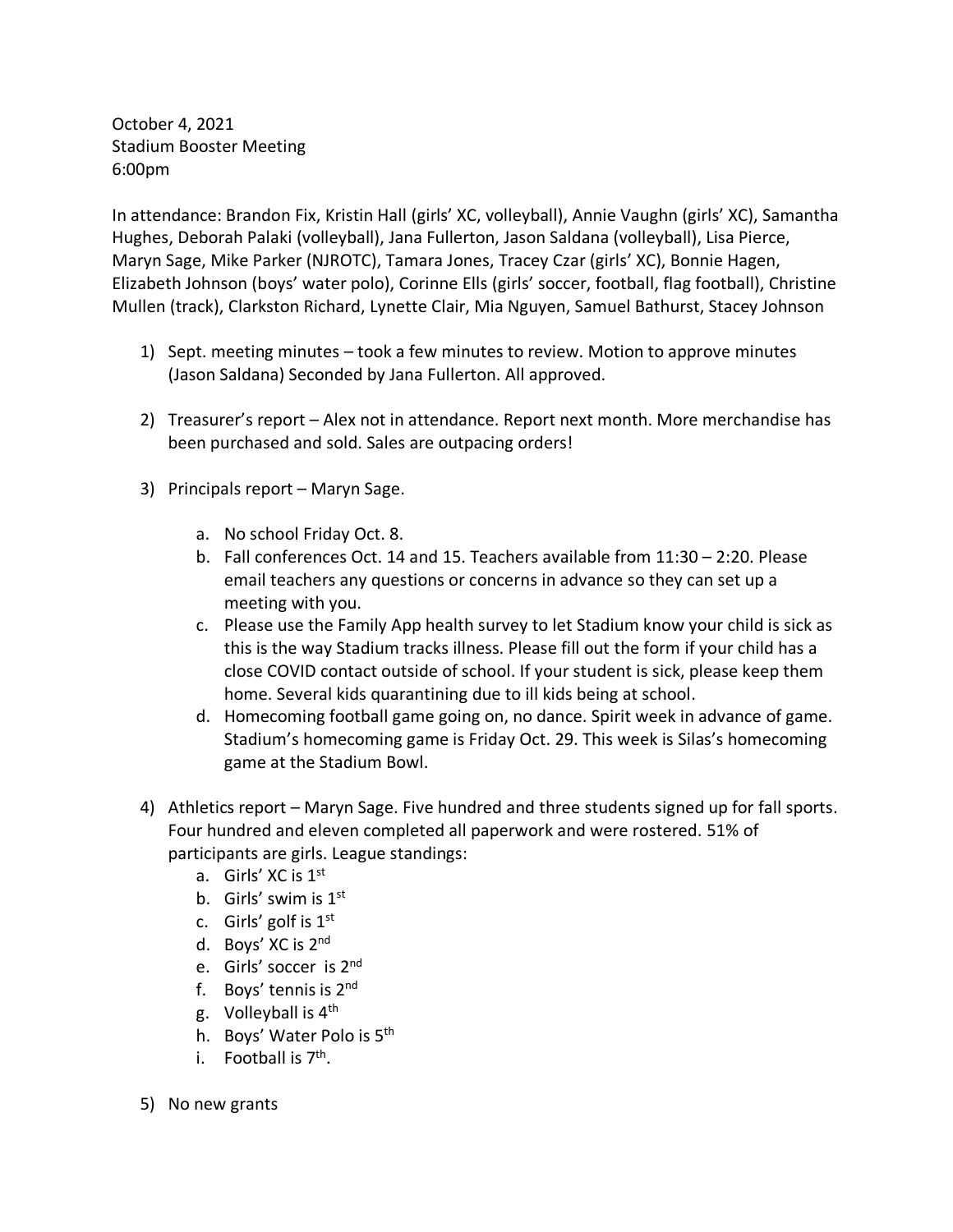October 4, 2021
Stadium Booster Meeting
6:00pm

In attendance: Brandon Fix, Kristin Hall (girls' XC, volleyball), Annie Vaughn (girls' XC), Samantha Hughes, Deborah Palaki (volleyball), Jana Fullerton, Jason Saldana (volleyball), Lisa Pierce, Maryn Sage, Mike Parker (NJROTC), Tamara Jones, Tracey Czar (girls' XC), Bonnie Hagen, Elizabeth Johnson (boys' water polo), Corinne Ells (girls' soccer, football, flag football), Christine Mullen (track), Clarkston Richard, Lynette Clair, Mia Nguyen, Samuel Bathurst, Stacey Johnson

1) Sept. meeting minutes – took a few minutes to review. Motion to approve minutes (Jason Saldana) Seconded by Jana Fullerton. All approved.

2) Treasurer's report – Alex not in attendance. Report next month. More merchandise has been purchased and sold. Sales are outpacing orders!

3) Principals report – Maryn Sage.

    a. No school Friday Oct. 8.
    b. Fall conferences Oct. 14 and 15. Teachers available from 11:30 – 2:20. Please email teachers any questions or concerns in advance so they can set up a meeting with you.
    c. Please use the Family App health survey to let Stadium know your child is sick as this is the way Stadium tracks illness. Please fill out the form if your child has a close COVID contact outside of school. If your student is sick, please keep them home. Several kids quarantining due to ill kids being at school.
    d. Homecoming football game going on, no dance. Spirit week in advance of game. Stadium's homecoming game is Friday Oct. 29. This week is Silas's homecoming game at the Stadium Bowl.

4) Athletics report – Maryn Sage. Five hundred and three students signed up for fall sports. Four hundred and eleven completed all paperwork and were rostered. 51% of participants are girls. League standings:
    a. Girls' XC is 1st
    b. Girls' swim is 1st
    c. Girls' golf is 1st
    d. Boys' XC is 2nd
    e. Girls' soccer is 2nd
    f. Boys' tennis is 2nd
    g. Volleyball is 4th
    h. Boys' Water Polo is 5th
    i. Football is 7th.

5) No new grants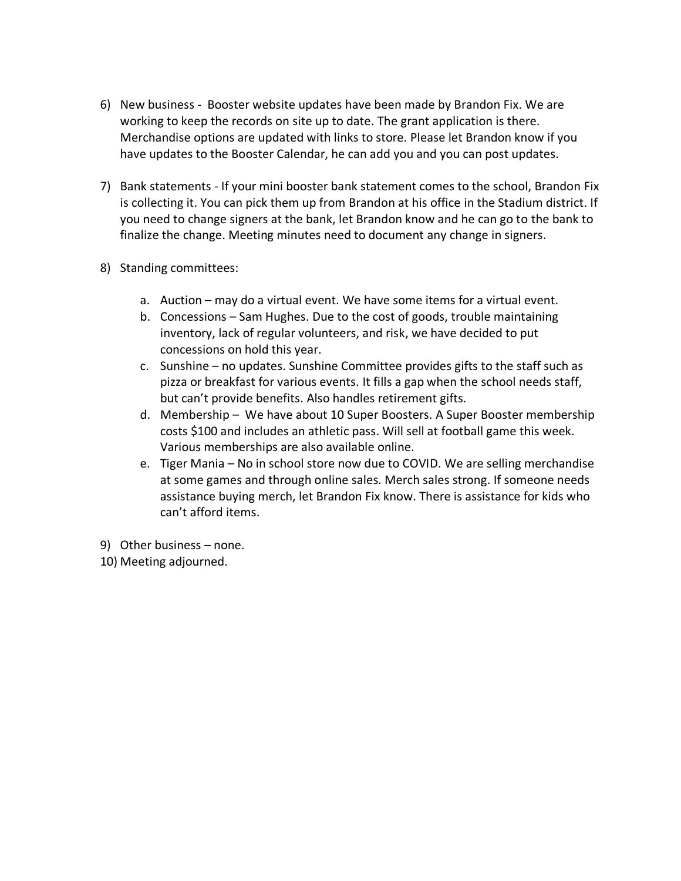6) New business - Booster website updates have been made by Brandon Fix. We are working to keep the records on site up to date. The grant application is there. Merchandise options are updated with links to store. Please let Brandon know if you have updates to the Booster Calendar, he can add you and you can post updates.

7) Bank statements - If your mini booster bank statement comes to the school, Brandon Fix is collecting it. You can pick them up from Brandon at his office in the Stadium district. If you need to change signers at the bank, let Brandon know and he can go to the bank to finalize the change. Meeting minutes need to document any change in signers.

8) Standing committees:

    a. Auction – may do a virtual event. We have some items for a virtual event.
    b. Concessions – Sam Hughes. Due to the cost of goods, trouble maintaining inventory, lack of regular volunteers, and risk, we have decided to put concessions on hold this year.
    c. Sunshine – no updates. Sunshine Committee provides gifts to the staff such as pizza or breakfast for various events. It fills a gap when the school needs staff, but can't provide benefits. Also handles retirement gifts.
    d. Membership – We have about 10 Super Boosters. A Super Booster membership costs $100 and includes an athletic pass. Will sell at football game this week. Various memberships are also available online.
    e. Tiger Mania – No in school store now due to COVID. We are selling merchandise at some games and through online sales. Merch sales strong. If someone needs assistance buying merch, let Brandon Fix know. There is assistance for kids who can't afford items.

9) Other business – none.

10) Meeting adjourned.